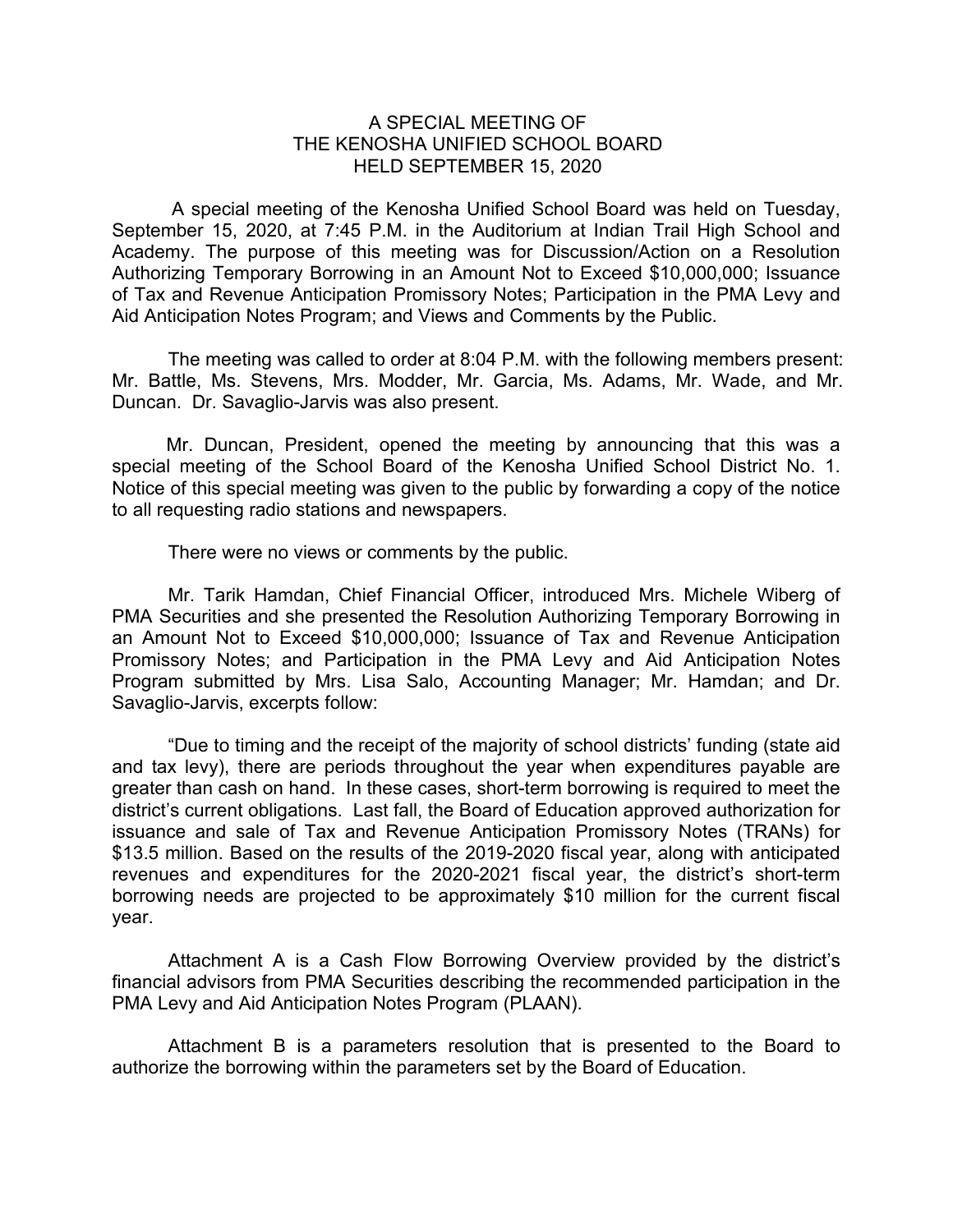# A SPECIAL MEETING OF THE KENOSHA UNIFIED SCHOOL BOARD HELD SEPTEMBER 15, 2020

A special meeting of the Kenosha Unified School Board was held on Tuesday, September 15, 2020, at 7:45 P.M. in the Auditorium at Indian Trail High School and Academy. The purpose of this meeting was for Discussion/Action on a Resolution Authorizing Temporary Borrowing in an Amount Not to Exceed $10,000,000; Issuance of Tax and Revenue Anticipation Promissory Notes; Participation in the PMA Levy and Aid Anticipation Notes Program; and Views and Comments by the Public.

The meeting was called to order at 8:04 P.M. with the following members present: Mr. Battle, Ms. Stevens, Mrs. Modder, Mr. Garcia, Ms. Adams, Mr. Wade, and Mr. Duncan. Dr. Savaglio-Jarvis was also present.

Mr. Duncan, President, opened the meeting by announcing that this was a special meeting of the School Board of the Kenosha Unified School District No. 1. Notice of this special meeting was given to the public by forwarding a copy of the notice to all requesting radio stations and newspapers.

There were no views or comments by the public.

Mr. Tarik Hamdan, Chief Financial Officer, introduced Mrs. Michele Wiberg of PMA Securities and she presented the Resolution Authorizing Temporary Borrowing in an Amount Not to Exceed $10,000,000; Issuance of Tax and Revenue Anticipation Promissory Notes; and Participation in the PMA Levy and Aid Anticipation Notes Program submitted by Mrs. Lisa Salo, Accounting Manager; Mr. Hamdan; and Dr. Savaglio-Jarvis, excerpts follow:

"Due to timing and the receipt of the majority of school districts' funding (state aid and tax levy), there are periods throughout the year when expenditures payable are greater than cash on hand. In these cases, short-term borrowing is required to meet the district's current obligations. Last fall, the Board of Education approved authorization for issuance and sale of Tax and Revenue Anticipation Promissory Notes (TRANs) for $13.5 million. Based on the results of the 2019-2020 fiscal year, along with anticipated revenues and expenditures for the 2020-2021 fiscal year, the district's short-term borrowing needs are projected to be approximately $10 million for the current fiscal year.

Attachment A is a Cash Flow Borrowing Overview provided by the district's financial advisors from PMA Securities describing the recommended participation in the PMA Levy and Aid Anticipation Notes Program (PLAAN).

Attachment B is a parameters resolution that is presented to the Board to authorize the borrowing within the parameters set by the Board of Education.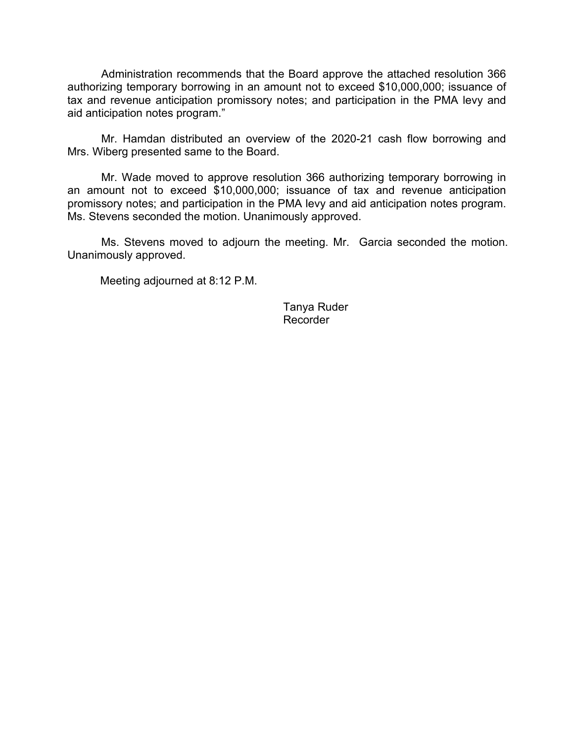Administration recommends that the Board approve the attached resolution 366 authorizing temporary borrowing in an amount not to exceed $10,000,000; issuance of tax and revenue anticipation promissory notes; and participation in the PMA levy and aid anticipation notes program."

Mr. Hamdan distributed an overview of the 2020-21 cash flow borrowing and Mrs. Wiberg presented same to the Board.

Mr. Wade moved to approve resolution 366 authorizing temporary borrowing in an amount not to exceed $10,000,000; issuance of tax and revenue anticipation promissory notes; and participation in the PMA levy and aid anticipation notes program. Ms. Stevens seconded the motion. Unanimously approved.

Ms. Stevens moved to adjourn the meeting. Mr. Garcia seconded the motion. Unanimously approved.

Meeting adjourned at 8:12 P.M.

Tanya Ruder
Recorder